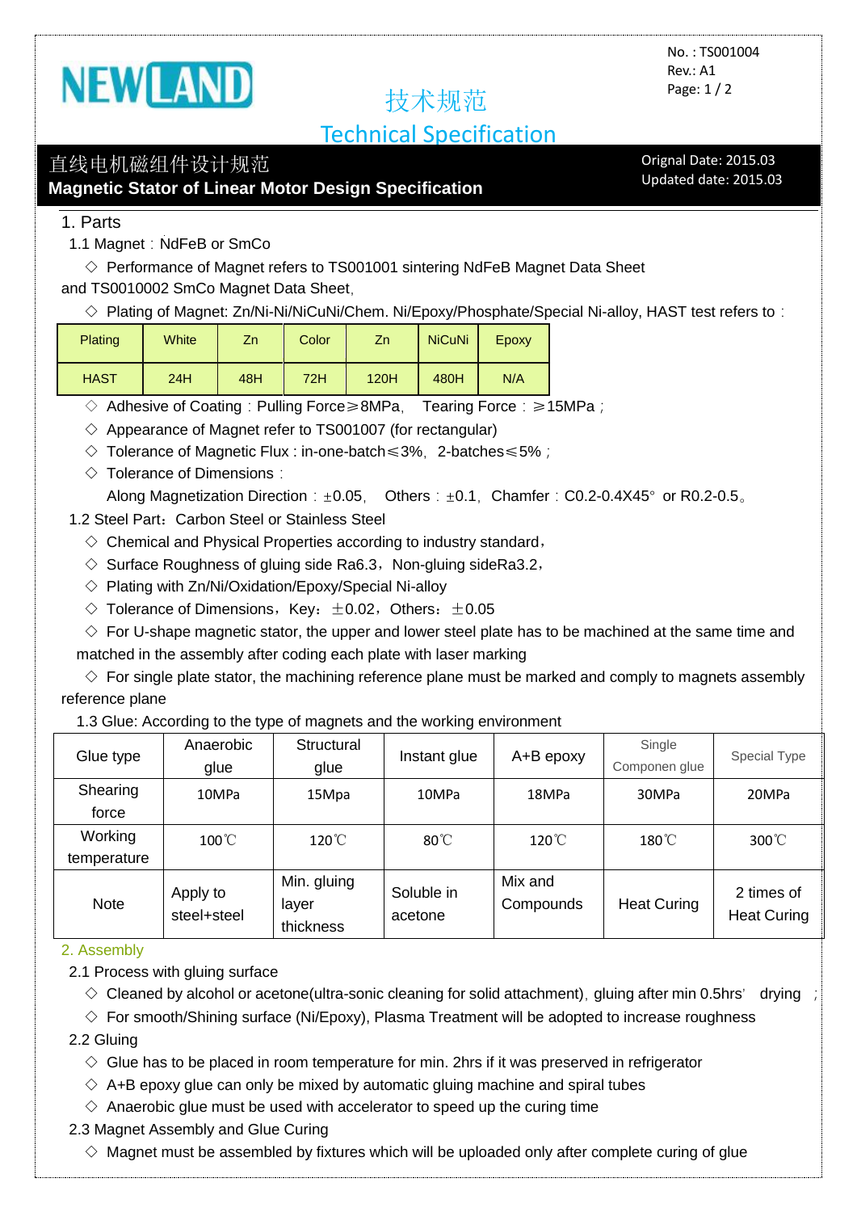NEWLAND

No. : TS001004
Rev.: A1

# 技术规范

# Technical Specification

## 直线电机磁组件设计规范
## Magnetic Stator of Linear Motor Design Specification

Orignal Date: 2015.03
Updated date: 2015.03

1. Parts

1.1 Magnet：NdFeB or SmCo

◇ Performance of Magnet refers to TS001001 sintering NdFeB Magnet Data Sheet and TS0010002 SmCo Magnet Data Sheet,

◇ Plating of Magnet: Zn/Ni-Ni/NiCuNi/Chem. Ni/Epoxy/Phosphate/Special Ni-alloy, HAST test refers to：

| Plating | White | Zn | Color | Zn | NiCuNi | Epoxy |
|---|---|---|---|---|---|---|
| HAST | 24H | 48H | 72H | 120H | 480H | N/A |

◇ Adhesive of Coating：Pulling Force≥8MPa, Tearing Force：≥15MPa；

◇ Appearance of Magnet refer to TS001007 (for rectangular)

◇ Tolerance of Magnetic Flux : in-one-batch≤3%, 2-batches≤5%；

◇ Tolerance of Dimensions：

Along Magnetization Direction：±0.05, Others：±0.1, Chamfer：C0.2-0.4X45° or R0.2-0.5。

1.2 Steel Part：Carbon Steel or Stainless Steel

◇ Chemical and Physical Properties according to industry standard，

◇ Surface Roughness of gluing side Ra6.3，Non-gluing sideRa3.2，

◇ Plating with Zn/Ni/Oxidation/Epoxy/Special Ni-alloy

◇ Tolerance of Dimensions，Key：±0.02，Others：±0.05

◇ For U-shape magnetic stator, the upper and lower steel plate has to be machined at the same time and matched in the assembly after coding each plate with laser marking

◇ For single plate stator, the machining reference plane must be marked and comply to magnets assembly reference plane

1.3 Glue: According to the type of magnets and the working environment

| Glue type | Anaerobic glue | Structural glue | Instant glue | A+B epoxy | Single Componen glue | Special Type |
|---|---|---|---|---|---|---|
| Shearing force | 10MPa | 15Mpa | 10MPa | 18MPa | 30MPa | 20MPa |
| Working temperature | 100℃ | 120℃ | 80℃ | 120℃ | 180℃ | 300℃ |
| Note | Apply to steel+steel | Min. gluing layer thickness | Soluble in acetone | Mix and Compounds | Heat Curing | 2 times of Heat Curing |

2. Assembly

2.1 Process with gluing surface

◇ Cleaned by alcohol or acetone(ultra-sonic cleaning for solid attachment), gluing after min 0.5hrs' drying；

◇ For smooth/Shining surface (Ni/Epoxy), Plasma Treatment will be adopted to increase roughness

2.2 Gluing

◇ Glue has to be placed in room temperature for min. 2hrs if it was preserved in refrigerator

◇ A+B epoxy glue can only be mixed by automatic gluing machine and spiral tubes

◇ Anaerobic glue must be used with accelerator to speed up the curing time

2.3 Magnet Assembly and Glue Curing

◇ Magnet must be assembled by fixtures which will be uploaded only after complete curing of glue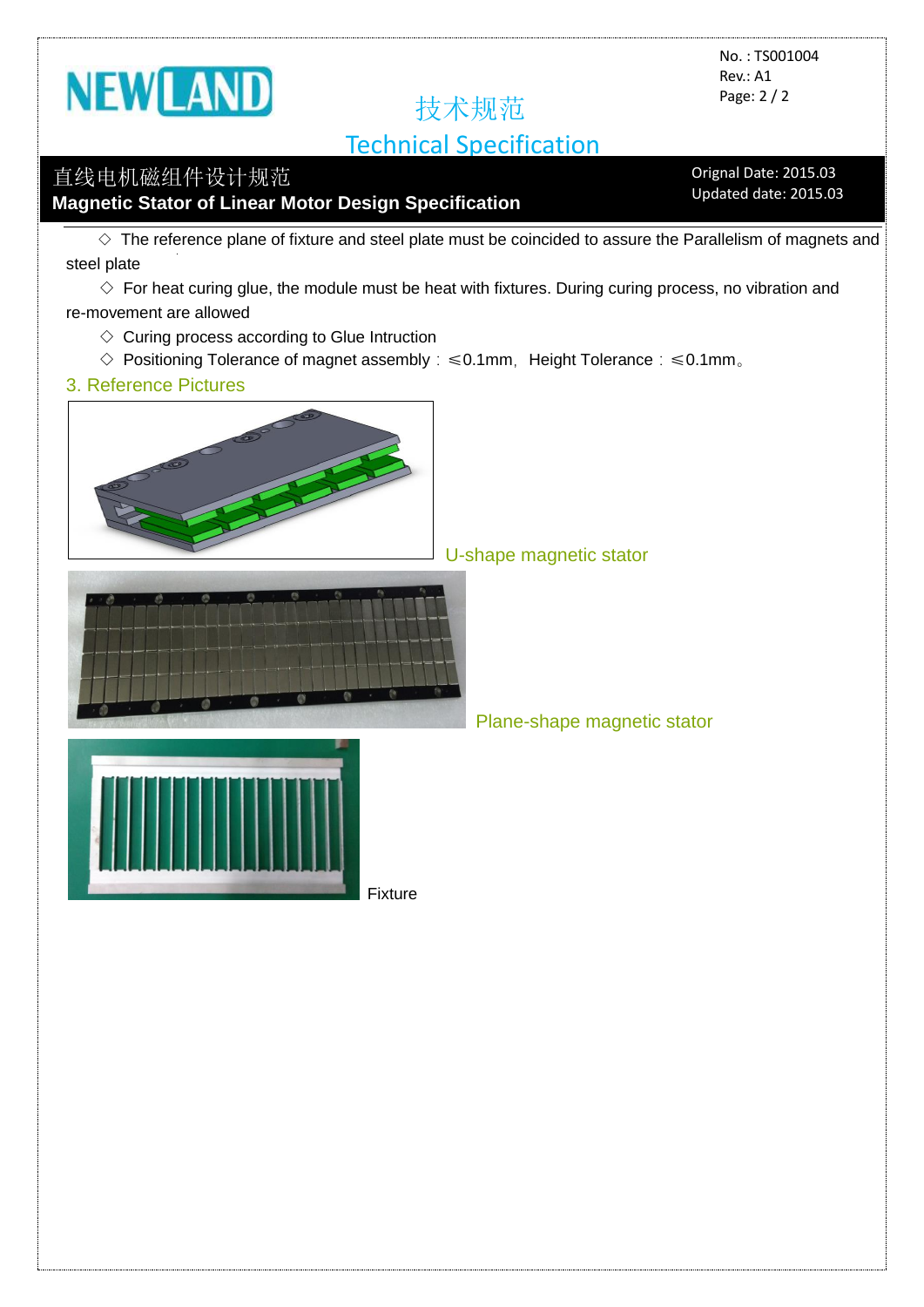◇ The reference plane of fixture and steel plate must be coincided to assure the Parallelism of magnets and steel plate

◇ For heat curing glue, the module must be heat with fixtures. During curing process, no vibration and re-movement are allowed

◇ Curing process according to Glue Intruction

◇ Positioning Tolerance of magnet assembly：≤0.1mm，Height Tolerance：≤0.1mm。

## 3. Reference Pictures

U-shape magnetic stator

Plane-shape magnetic stator

Fixture